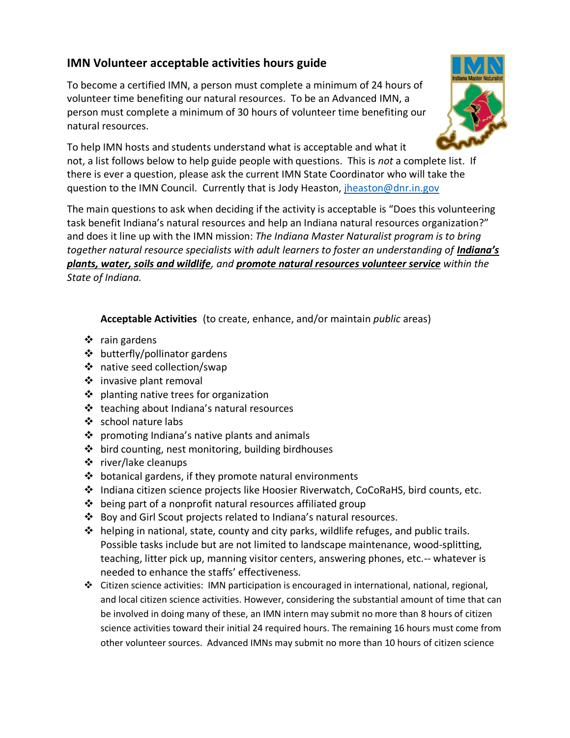## IMN Volunteer acceptable activities hours guide

To become a certified IMN, a person must complete a minimum of 24 hours of volunteer time benefiting our natural resources. To be an Advanced IMN, a person must complete a minimum of 30 hours of volunteer time benefiting our natural resources.

To help IMN hosts and students understand what is acceptable and what it not, a list follows below to help guide people with questions. This is *not* a complete list. If there is ever a question, please ask the current IMN State Coordinator who will take the question to the IMN Council. Currently that is Jody Heaston, jheaston@dnr.in.gov

The main questions to ask when deciding if the activity is acceptable is "Does this volunteering task benefit Indiana's natural resources and help an Indiana natural resources organization?" and does it line up with the IMN mission: *The Indiana Master Naturalist program is to bring together natural resource specialists with adult learners to foster an understanding of* ***Indiana's plants, water, soils and wildlife****, and* ***promote natural resources volunteer service*** *within the State of Indiana.*

**Acceptable Activities** (to create, enhance, and/or maintain *public* areas)

- rain gardens
- butterfly/pollinator gardens
- native seed collection/swap
- invasive plant removal
- planting native trees for organization
- teaching about Indiana's natural resources
- school nature labs
- promoting Indiana's native plants and animals
- bird counting, nest monitoring, building birdhouses
- river/lake cleanups
- botanical gardens, if they promote natural environments
- Indiana citizen science projects like Hoosier Riverwatch, CoCoRaHS, bird counts, etc.
- being part of a nonprofit natural resources affiliated group
- Boy and Girl Scout projects related to Indiana's natural resources.
- helping in national, state, county and city parks, wildlife refuges, and public trails. Possible tasks include but are not limited to landscape maintenance, wood-splitting, teaching, litter pick up, manning visitor centers, answering phones, etc.-- whatever is needed to enhance the staffs' effectiveness.
- Citizen science activities: IMN participation is encouraged in international, national, regional, and local citizen science activities. However, considering the substantial amount of time that can be involved in doing many of these, an IMN intern may submit no more than 8 hours of citizen science activities toward their initial 24 required hours. The remaining 16 hours must come from other volunteer sources. Advanced IMNs may submit no more than 10 hours of citizen science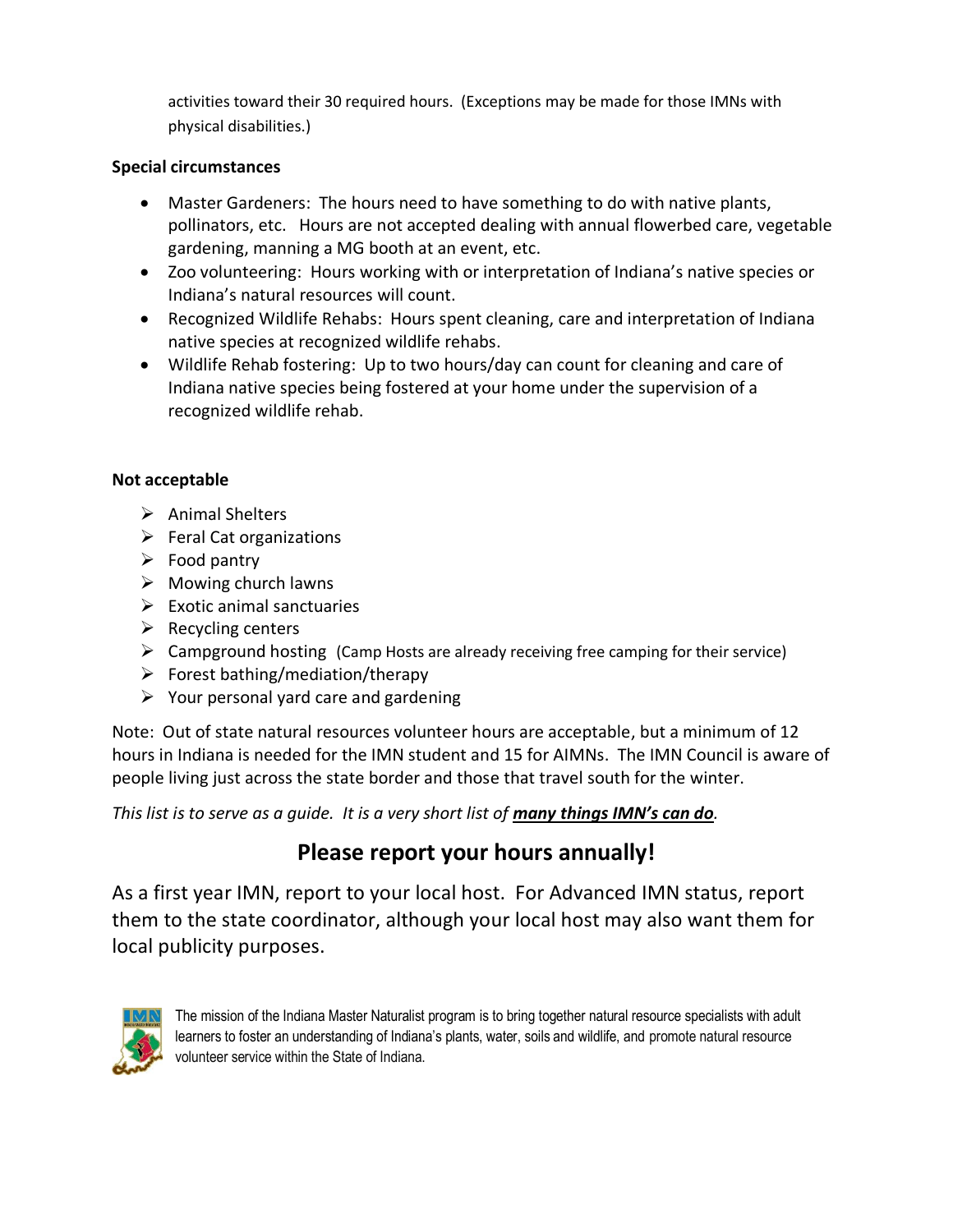activities toward their 30 required hours. (Exceptions may be made for those IMNs with physical disabilities.)

**Special circumstances**

- Master Gardeners: The hours need to have something to do with native plants, pollinators, etc. Hours are not accepted dealing with annual flowerbed care, vegetable gardening, manning a MG booth at an event, etc.
- Zoo volunteering: Hours working with or interpretation of Indiana's native species or Indiana's natural resources will count.
- Recognized Wildlife Rehabs: Hours spent cleaning, care and interpretation of Indiana native species at recognized wildlife rehabs.
- Wildlife Rehab fostering: Up to two hours/day can count for cleaning and care of Indiana native species being fostered at your home under the supervision of a recognized wildlife rehab.

**Not acceptable**

- Animal Shelters
- Feral Cat organizations
- Food pantry
- Mowing church lawns
- Exotic animal sanctuaries
- Recycling centers
- Campground hosting (Camp Hosts are already receiving free camping for their service)
- Forest bathing/mediation/therapy
- Your personal yard care and gardening

Note: Out of state natural resources volunteer hours are acceptable, but a minimum of 12 hours in Indiana is needed for the IMN student and 15 for AIMNs. The IMN Council is aware of people living just across the state border and those that travel south for the winter.

*This list is to serve as a guide. It is a very short list of **many things IMN's can do**.*

## Please report your hours annually!

As a first year IMN, report to your local host. For Advanced IMN status, report them to the state coordinator, although your local host may also want them for local publicity purposes.

The mission of the Indiana Master Naturalist program is to bring together natural resource specialists with adult learners to foster an understanding of Indiana's plants, water, soils and wildlife, and promote natural resource volunteer service within the State of Indiana.